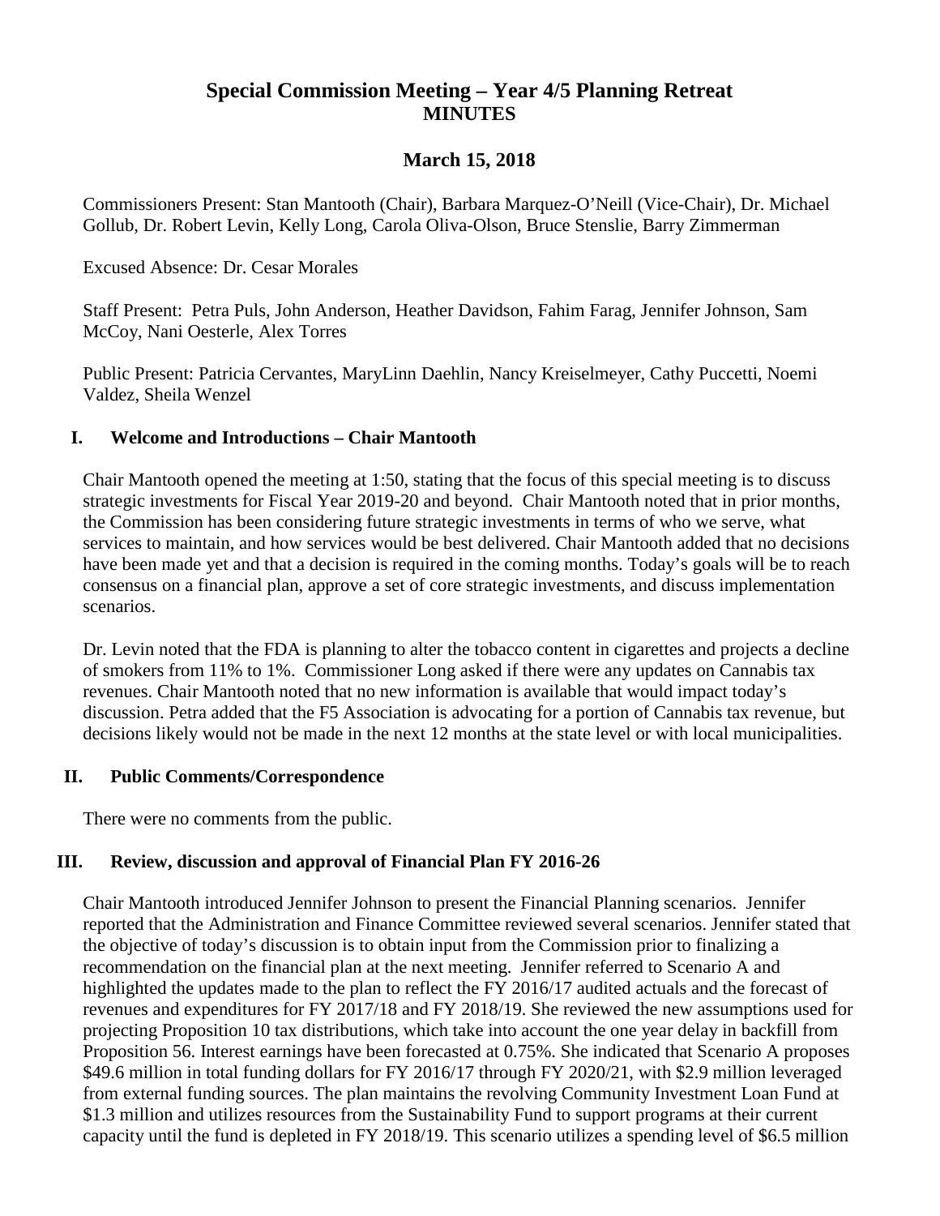# Special Commission Meeting – Year 4/5 Planning Retreat
## MINUTES

### March 15, 2018

Commissioners Present: Stan Mantooth (Chair), Barbara Marquez-O'Neill (Vice-Chair), Dr. Michael Gollub, Dr. Robert Levin, Kelly Long, Carola Oliva-Olson, Bruce Stenslie, Barry Zimmerman

Excused Absence: Dr. Cesar Morales

Staff Present: Petra Puls, John Anderson, Heather Davidson, Fahim Farag, Jennifer Johnson, Sam McCoy, Nani Oesterle, Alex Torres

Public Present: Patricia Cervantes, MaryLinn Daehlin, Nancy Kreiselmeyer, Cathy Puccetti, Noemi Valdez, Sheila Wenzel

### I. Welcome and Introductions – Chair Mantooth

Chair Mantooth opened the meeting at 1:50, stating that the focus of this special meeting is to discuss strategic investments for Fiscal Year 2019-20 and beyond. Chair Mantooth noted that in prior months, the Commission has been considering future strategic investments in terms of who we serve, what services to maintain, and how services would be best delivered. Chair Mantooth added that no decisions have been made yet and that a decision is required in the coming months. Today's goals will be to reach consensus on a financial plan, approve a set of core strategic investments, and discuss implementation scenarios.

Dr. Levin noted that the FDA is planning to alter the tobacco content in cigarettes and projects a decline of smokers from 11% to 1%. Commissioner Long asked if there were any updates on Cannabis tax revenues. Chair Mantooth noted that no new information is available that would impact today's discussion. Petra added that the F5 Association is advocating for a portion of Cannabis tax revenue, but decisions likely would not be made in the next 12 months at the state level or with local municipalities.

### II. Public Comments/Correspondence

There were no comments from the public.

### III. Review, discussion and approval of Financial Plan FY 2016-26

Chair Mantooth introduced Jennifer Johnson to present the Financial Planning scenarios. Jennifer reported that the Administration and Finance Committee reviewed several scenarios. Jennifer stated that the objective of today's discussion is to obtain input from the Commission prior to finalizing a recommendation on the financial plan at the next meeting. Jennifer referred to Scenario A and highlighted the updates made to the plan to reflect the FY 2016/17 audited actuals and the forecast of revenues and expenditures for FY 2017/18 and FY 2018/19. She reviewed the new assumptions used for projecting Proposition 10 tax distributions, which take into account the one year delay in backfill from Proposition 56. Interest earnings have been forecasted at 0.75%. She indicated that Scenario A proposes \$49.6 million in total funding dollars for FY 2016/17 through FY 2020/21, with \$2.9 million leveraged from external funding sources. The plan maintains the revolving Community Investment Loan Fund at \$1.3 million and utilizes resources from the Sustainability Fund to support programs at their current capacity until the fund is depleted in FY 2018/19. This scenario utilizes a spending level of \$6.5 million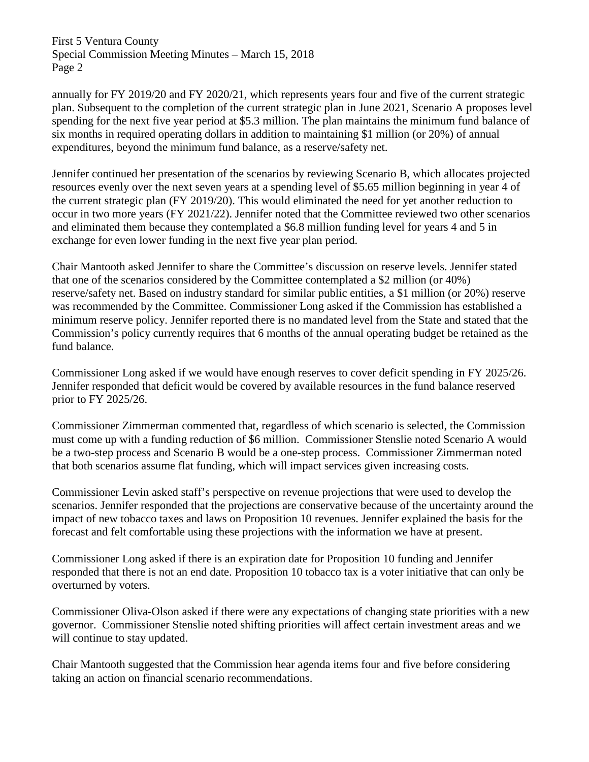annually for FY 2019/20 and FY 2020/21, which represents years four and five of the current strategic plan. Subsequent to the completion of the current strategic plan in June 2021, Scenario A proposes level spending for the next five year period at $5.3 million. The plan maintains the minimum fund balance of six months in required operating dollars in addition to maintaining $1 million (or 20%) of annual expenditures, beyond the minimum fund balance, as a reserve/safety net.

Jennifer continued her presentation of the scenarios by reviewing Scenario B, which allocates projected resources evenly over the next seven years at a spending level of $5.65 million beginning in year 4 of the current strategic plan (FY 2019/20). This would eliminated the need for yet another reduction to occur in two more years (FY 2021/22). Jennifer noted that the Committee reviewed two other scenarios and eliminated them because they contemplated a $6.8 million funding level for years 4 and 5 in exchange for even lower funding in the next five year plan period.

Chair Mantooth asked Jennifer to share the Committee's discussion on reserve levels. Jennifer stated that one of the scenarios considered by the Committee contemplated a $2 million (or 40%) reserve/safety net. Based on industry standard for similar public entities, a $1 million (or 20%) reserve was recommended by the Committee. Commissioner Long asked if the Commission has established a minimum reserve policy. Jennifer reported there is no mandated level from the State and stated that the Commission's policy currently requires that 6 months of the annual operating budget be retained as the fund balance.

Commissioner Long asked if we would have enough reserves to cover deficit spending in FY 2025/26. Jennifer responded that deficit would be covered by available resources in the fund balance reserved prior to FY 2025/26.

Commissioner Zimmerman commented that, regardless of which scenario is selected, the Commission must come up with a funding reduction of $6 million. Commissioner Stenslie noted Scenario A would be a two-step process and Scenario B would be a one-step process. Commissioner Zimmerman noted that both scenarios assume flat funding, which will impact services given increasing costs.

Commissioner Levin asked staff's perspective on revenue projections that were used to develop the scenarios. Jennifer responded that the projections are conservative because of the uncertainty around the impact of new tobacco taxes and laws on Proposition 10 revenues. Jennifer explained the basis for the forecast and felt comfortable using these projections with the information we have at present.

Commissioner Long asked if there is an expiration date for Proposition 10 funding and Jennifer responded that there is not an end date. Proposition 10 tobacco tax is a voter initiative that can only be overturned by voters.

Commissioner Oliva-Olson asked if there were any expectations of changing state priorities with a new governor. Commissioner Stenslie noted shifting priorities will affect certain investment areas and we will continue to stay updated.

Chair Mantooth suggested that the Commission hear agenda items four and five before considering taking an action on financial scenario recommendations.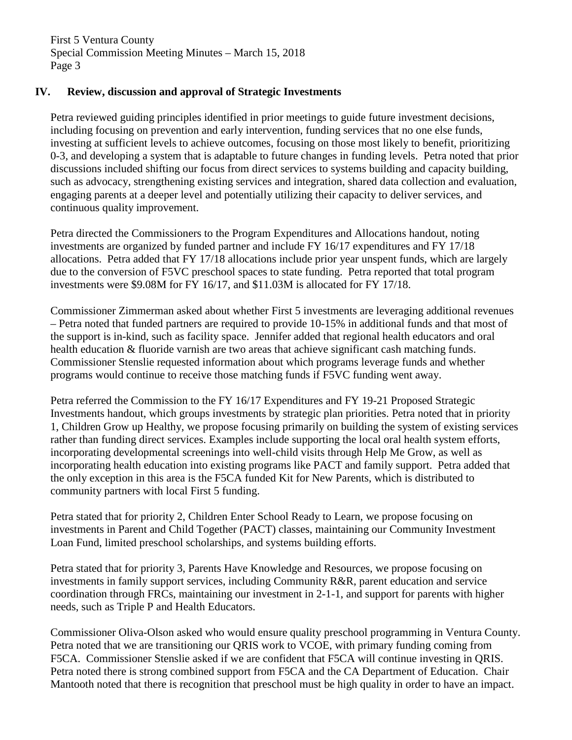## IV. Review, discussion and approval of Strategic Investments

Petra reviewed guiding principles identified in prior meetings to guide future investment decisions, including focusing on prevention and early intervention, funding services that no one else funds, investing at sufficient levels to achieve outcomes, focusing on those most likely to benefit, prioritizing 0-3, and developing a system that is adaptable to future changes in funding levels. Petra noted that prior discussions included shifting our focus from direct services to systems building and capacity building, such as advocacy, strengthening existing services and integration, shared data collection and evaluation, engaging parents at a deeper level and potentially utilizing their capacity to deliver services, and continuous quality improvement.

Petra directed the Commissioners to the Program Expenditures and Allocations handout, noting investments are organized by funded partner and include FY 16/17 expenditures and FY 17/18 allocations. Petra added that FY 17/18 allocations include prior year unspent funds, which are largely due to the conversion of F5VC preschool spaces to state funding. Petra reported that total program investments were $9.08M for FY 16/17, and $11.03M is allocated for FY 17/18.

Commissioner Zimmerman asked about whether First 5 investments are leveraging additional revenues – Petra noted that funded partners are required to provide 10-15% in additional funds and that most of the support is in-kind, such as facility space. Jennifer added that regional health educators and oral health education & fluoride varnish are two areas that achieve significant cash matching funds. Commissioner Stenslie requested information about which programs leverage funds and whether programs would continue to receive those matching funds if F5VC funding went away.

Petra referred the Commission to the FY 16/17 Expenditures and FY 19-21 Proposed Strategic Investments handout, which groups investments by strategic plan priorities. Petra noted that in priority 1, Children Grow up Healthy, we propose focusing primarily on building the system of existing services rather than funding direct services. Examples include supporting the local oral health system efforts, incorporating developmental screenings into well-child visits through Help Me Grow, as well as incorporating health education into existing programs like PACT and family support. Petra added that the only exception in this area is the F5CA funded Kit for New Parents, which is distributed to community partners with local First 5 funding.

Petra stated that for priority 2, Children Enter School Ready to Learn, we propose focusing on investments in Parent and Child Together (PACT) classes, maintaining our Community Investment Loan Fund, limited preschool scholarships, and systems building efforts.

Petra stated that for priority 3, Parents Have Knowledge and Resources, we propose focusing on investments in family support services, including Community R&R, parent education and service coordination through FRCs, maintaining our investment in 2-1-1, and support for parents with higher needs, such as Triple P and Health Educators.

Commissioner Oliva-Olson asked who would ensure quality preschool programming in Ventura County. Petra noted that we are transitioning our QRIS work to VCOE, with primary funding coming from F5CA. Commissioner Stenslie asked if we are confident that F5CA will continue investing in QRIS. Petra noted there is strong combined support from F5CA and the CA Department of Education. Chair Mantooth noted that there is recognition that preschool must be high quality in order to have an impact.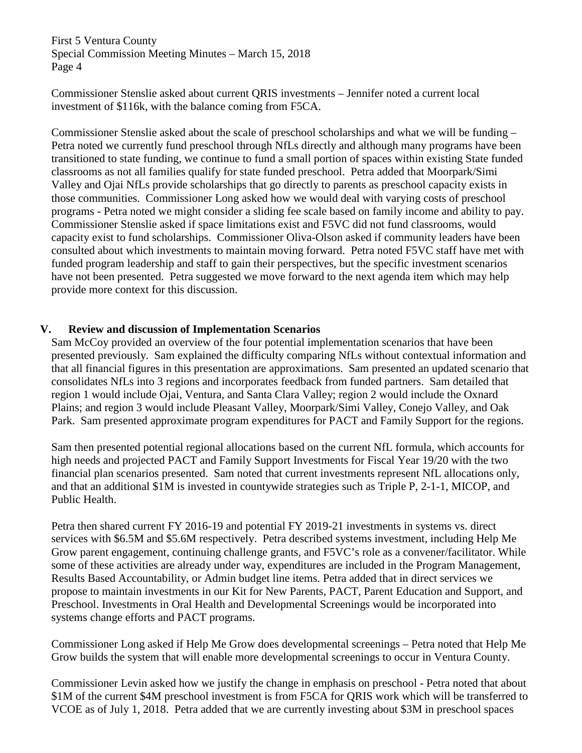Commissioner Stenslie asked about current QRIS investments – Jennifer noted a current local investment of $116k, with the balance coming from F5CA.

Commissioner Stenslie asked about the scale of preschool scholarships and what we will be funding – Petra noted we currently fund preschool through NfLs directly and although many programs have been transitioned to state funding, we continue to fund a small portion of spaces within existing State funded classrooms as not all families qualify for state funded preschool. Petra added that Moorpark/Simi Valley and Ojai NfLs provide scholarships that go directly to parents as preschool capacity exists in those communities. Commissioner Long asked how we would deal with varying costs of preschool programs - Petra noted we might consider a sliding fee scale based on family income and ability to pay. Commissioner Stenslie asked if space limitations exist and F5VC did not fund classrooms, would capacity exist to fund scholarships. Commissioner Oliva-Olson asked if community leaders have been consulted about which investments to maintain moving forward. Petra noted F5VC staff have met with funded program leadership and staff to gain their perspectives, but the specific investment scenarios have not been presented. Petra suggested we move forward to the next agenda item which may help provide more context for this discussion.

## V. Review and discussion of Implementation Scenarios

Sam McCoy provided an overview of the four potential implementation scenarios that have been presented previously. Sam explained the difficulty comparing NfLs without contextual information and that all financial figures in this presentation are approximations. Sam presented an updated scenario that consolidates NfLs into 3 regions and incorporates feedback from funded partners. Sam detailed that region 1 would include Ojai, Ventura, and Santa Clara Valley; region 2 would include the Oxnard Plains; and region 3 would include Pleasant Valley, Moorpark/Simi Valley, Conejo Valley, and Oak Park. Sam presented approximate program expenditures for PACT and Family Support for the regions.

Sam then presented potential regional allocations based on the current NfL formula, which accounts for high needs and projected PACT and Family Support Investments for Fiscal Year 19/20 with the two financial plan scenarios presented. Sam noted that current investments represent NfL allocations only, and that an additional $1M is invested in countywide strategies such as Triple P, 2-1-1, MICOP, and Public Health.

Petra then shared current FY 2016-19 and potential FY 2019-21 investments in systems vs. direct services with $6.5M and $5.6M respectively. Petra described systems investment, including Help Me Grow parent engagement, continuing challenge grants, and F5VC's role as a convener/facilitator. While some of these activities are already under way, expenditures are included in the Program Management, Results Based Accountability, or Admin budget line items. Petra added that in direct services we propose to maintain investments in our Kit for New Parents, PACT, Parent Education and Support, and Preschool. Investments in Oral Health and Developmental Screenings would be incorporated into systems change efforts and PACT programs.

Commissioner Long asked if Help Me Grow does developmental screenings – Petra noted that Help Me Grow builds the system that will enable more developmental screenings to occur in Ventura County.

Commissioner Levin asked how we justify the change in emphasis on preschool - Petra noted that about $1M of the current $4M preschool investment is from F5CA for QRIS work which will be transferred to VCOE as of July 1, 2018. Petra added that we are currently investing about $3M in preschool spaces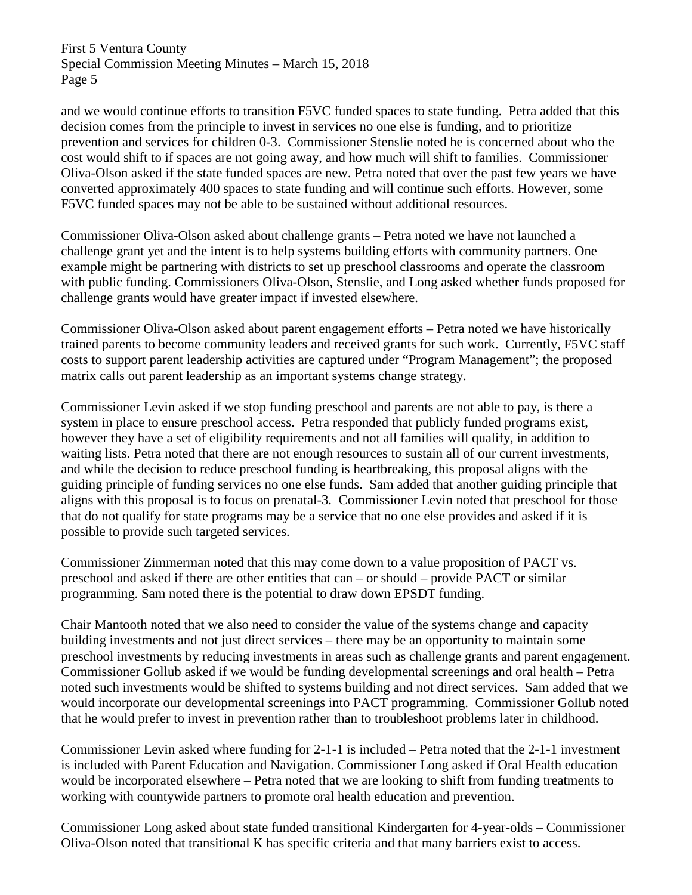and we would continue efforts to transition F5VC funded spaces to state funding. Petra added that this decision comes from the principle to invest in services no one else is funding, and to prioritize prevention and services for children 0-3. Commissioner Stenslie noted he is concerned about who the cost would shift to if spaces are not going away, and how much will shift to families. Commissioner Oliva-Olson asked if the state funded spaces are new. Petra noted that over the past few years we have converted approximately 400 spaces to state funding and will continue such efforts. However, some F5VC funded spaces may not be able to be sustained without additional resources.

Commissioner Oliva-Olson asked about challenge grants – Petra noted we have not launched a challenge grant yet and the intent is to help systems building efforts with community partners. One example might be partnering with districts to set up preschool classrooms and operate the classroom with public funding. Commissioners Oliva-Olson, Stenslie, and Long asked whether funds proposed for challenge grants would have greater impact if invested elsewhere.

Commissioner Oliva-Olson asked about parent engagement efforts – Petra noted we have historically trained parents to become community leaders and received grants for such work. Currently, F5VC staff costs to support parent leadership activities are captured under "Program Management"; the proposed matrix calls out parent leadership as an important systems change strategy.

Commissioner Levin asked if we stop funding preschool and parents are not able to pay, is there a system in place to ensure preschool access. Petra responded that publicly funded programs exist, however they have a set of eligibility requirements and not all families will qualify, in addition to waiting lists. Petra noted that there are not enough resources to sustain all of our current investments, and while the decision to reduce preschool funding is heartbreaking, this proposal aligns with the guiding principle of funding services no one else funds. Sam added that another guiding principle that aligns with this proposal is to focus on prenatal-3. Commissioner Levin noted that preschool for those that do not qualify for state programs may be a service that no one else provides and asked if it is possible to provide such targeted services.

Commissioner Zimmerman noted that this may come down to a value proposition of PACT vs. preschool and asked if there are other entities that can – or should – provide PACT or similar programming. Sam noted there is the potential to draw down EPSDT funding.

Chair Mantooth noted that we also need to consider the value of the systems change and capacity building investments and not just direct services – there may be an opportunity to maintain some preschool investments by reducing investments in areas such as challenge grants and parent engagement. Commissioner Gollub asked if we would be funding developmental screenings and oral health – Petra noted such investments would be shifted to systems building and not direct services. Sam added that we would incorporate our developmental screenings into PACT programming. Commissioner Gollub noted that he would prefer to invest in prevention rather than to troubleshoot problems later in childhood.

Commissioner Levin asked where funding for 2-1-1 is included – Petra noted that the 2-1-1 investment is included with Parent Education and Navigation. Commissioner Long asked if Oral Health education would be incorporated elsewhere – Petra noted that we are looking to shift from funding treatments to working with countywide partners to promote oral health education and prevention.

Commissioner Long asked about state funded transitional Kindergarten for 4-year-olds – Commissioner Oliva-Olson noted that transitional K has specific criteria and that many barriers exist to access.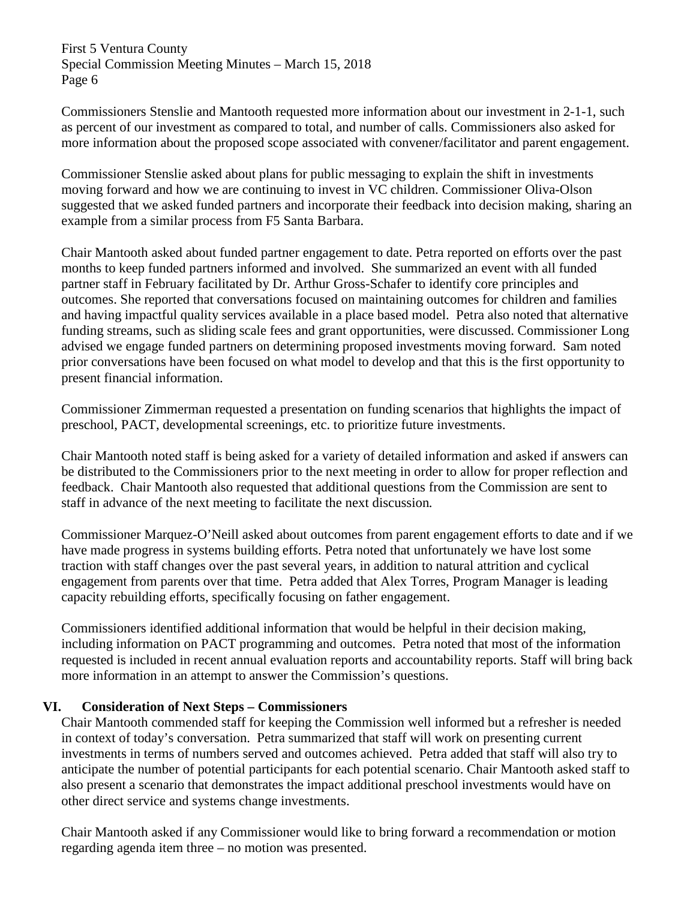Commissioners Stenslie and Mantooth requested more information about our investment in 2-1-1, such as percent of our investment as compared to total, and number of calls. Commissioners also asked for more information about the proposed scope associated with convener/facilitator and parent engagement.

Commissioner Stenslie asked about plans for public messaging to explain the shift in investments moving forward and how we are continuing to invest in VC children. Commissioner Oliva-Olson suggested that we asked funded partners and incorporate their feedback into decision making, sharing an example from a similar process from F5 Santa Barbara.

Chair Mantooth asked about funded partner engagement to date. Petra reported on efforts over the past months to keep funded partners informed and involved. She summarized an event with all funded partner staff in February facilitated by Dr. Arthur Gross-Schafer to identify core principles and outcomes. She reported that conversations focused on maintaining outcomes for children and families and having impactful quality services available in a place based model. Petra also noted that alternative funding streams, such as sliding scale fees and grant opportunities, were discussed. Commissioner Long advised we engage funded partners on determining proposed investments moving forward. Sam noted prior conversations have been focused on what model to develop and that this is the first opportunity to present financial information.

Commissioner Zimmerman requested a presentation on funding scenarios that highlights the impact of preschool, PACT, developmental screenings, etc. to prioritize future investments.

Chair Mantooth noted staff is being asked for a variety of detailed information and asked if answers can be distributed to the Commissioners prior to the next meeting in order to allow for proper reflection and feedback. Chair Mantooth also requested that additional questions from the Commission are sent to staff in advance of the next meeting to facilitate the next discussion.

Commissioner Marquez-O'Neill asked about outcomes from parent engagement efforts to date and if we have made progress in systems building efforts. Petra noted that unfortunately we have lost some traction with staff changes over the past several years, in addition to natural attrition and cyclical engagement from parents over that time. Petra added that Alex Torres, Program Manager is leading capacity rebuilding efforts, specifically focusing on father engagement.

Commissioners identified additional information that would be helpful in their decision making, including information on PACT programming and outcomes. Petra noted that most of the information requested is included in recent annual evaluation reports and accountability reports. Staff will bring back more information in an attempt to answer the Commission's questions.

## VI. Consideration of Next Steps – Commissioners

Chair Mantooth commended staff for keeping the Commission well informed but a refresher is needed in context of today's conversation. Petra summarized that staff will work on presenting current investments in terms of numbers served and outcomes achieved. Petra added that staff will also try to anticipate the number of potential participants for each potential scenario. Chair Mantooth asked staff to also present a scenario that demonstrates the impact additional preschool investments would have on other direct service and systems change investments.

Chair Mantooth asked if any Commissioner would like to bring forward a recommendation or motion regarding agenda item three – no motion was presented.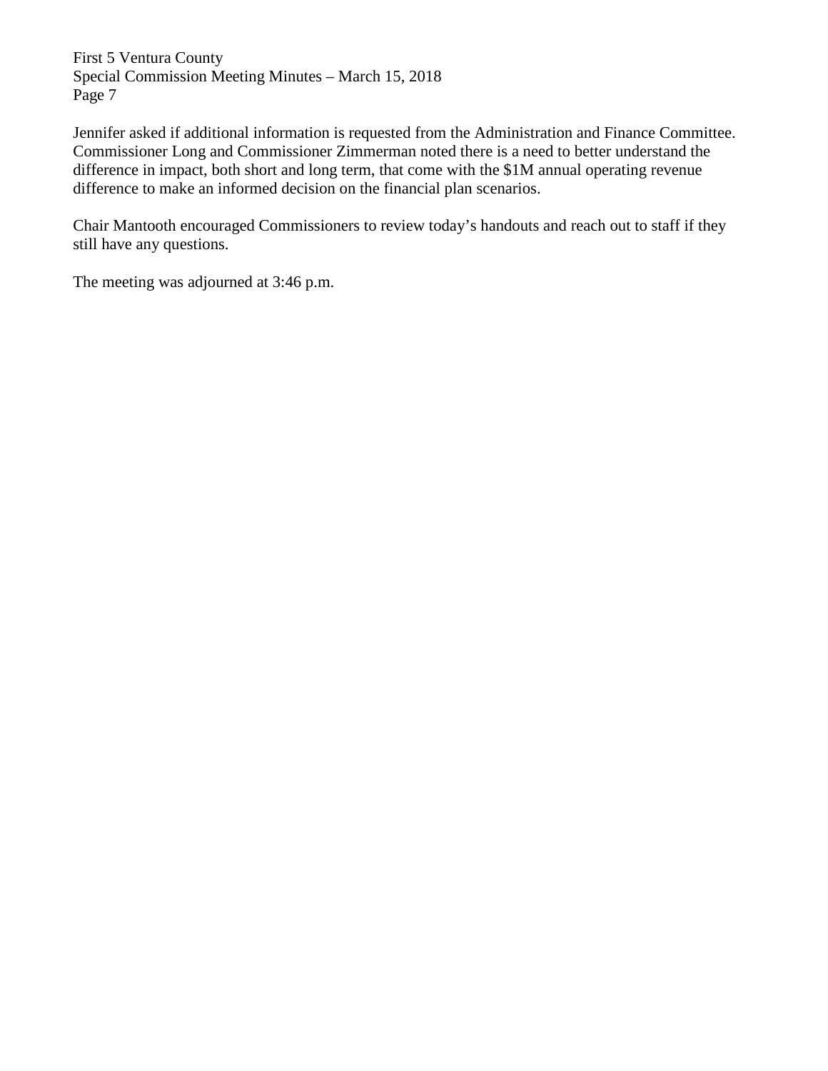Jennifer asked if additional information is requested from the Administration and Finance Committee. Commissioner Long and Commissioner Zimmerman noted there is a need to better understand the difference in impact, both short and long term, that come with the $1M annual operating revenue difference to make an informed decision on the financial plan scenarios.

Chair Mantooth encouraged Commissioners to review today's handouts and reach out to staff if they still have any questions.

The meeting was adjourned at 3:46 p.m.